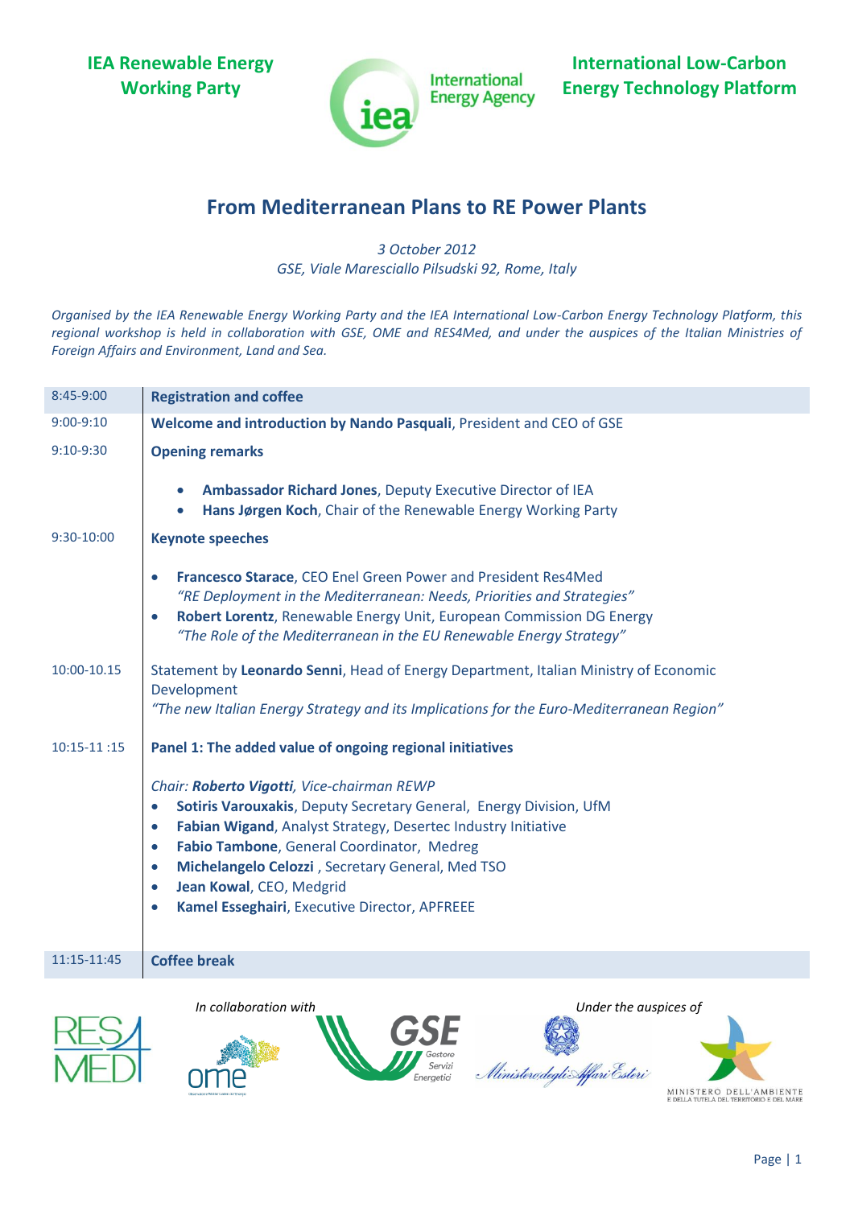**IEA Renewable Energy Working Party**

International Energy Agency

**International Low-Carbon Energy Technology Platform**

# From Mediterranean Plans to RE Power Plants

*3 October 2012*
*GSE, Viale Maresciallo Pilsudski 92, Rome, Italy*

*Organised by the IEA Renewable Energy Working Party and the IEA International Low-Carbon Energy Technology Platform, this regional workshop is held in collaboration with GSE, OME and RES4Med, and under the auspices of the Italian Ministries of Foreign Affairs and Environment, Land and Sea.*

| | |
|---|---|
| 8:45-9:00 | **Registration and coffee** |
| 9:00-9:10 | **Welcome and introduction by Nando Pasquali**, President and CEO of GSE |
| 9:10-9:30 | **Opening remarks**<br>• **Ambassador Richard Jones**, Deputy Executive Director of IEA<br>• **Hans Jørgen Koch**, Chair of the Renewable Energy Working Party |
| 9:30-10:00 | **Keynote speeches**<br>• **Francesco Starace**, CEO Enel Green Power and President Res4Med<br>*"RE Deployment in the Mediterranean: Needs, Priorities and Strategies"*<br>• **Robert Lorentz**, Renewable Energy Unit, European Commission DG Energy<br>*"The Role of the Mediterranean in the EU Renewable Energy Strategy"* |
| 10:00-10.15 | Statement by **Leonardo Senni**, Head of Energy Department, Italian Ministry of Economic Development<br>*"The new Italian Energy Strategy and its Implications for the Euro-Mediterranean Region"* |
| 10:15-11 :15 | **Panel 1: The added value of ongoing regional initiatives**<br>*Chair: **Roberto Vigotti**, Vice-chairman REWP*<br>• **Sotiris Varouxakis**, Deputy Secretary General, Energy Division, UfM<br>• **Fabian Wigand**, Analyst Strategy, Desertec Industry Initiative<br>• **Fabio Tambone**, General Coordinator, Medreg<br>• **Michelangelo Celozzi** , Secretary General, Med TSO<br>• **Jean Kowal**, CEO, Medgrid<br>• **Kamel Esseghairi**, Executive Director, APFREEE |
| 11:15-11:45 | **Coffee break** |

*In collaboration with* RES4MED, ome, GSE Gestore Servizi Energetici

*Under the auspices of* Ministero degli Affari Esteri, MINISTERO DELL'AMBIENTE E DELLA TUTELA DEL TERRITORIO E DEL MARE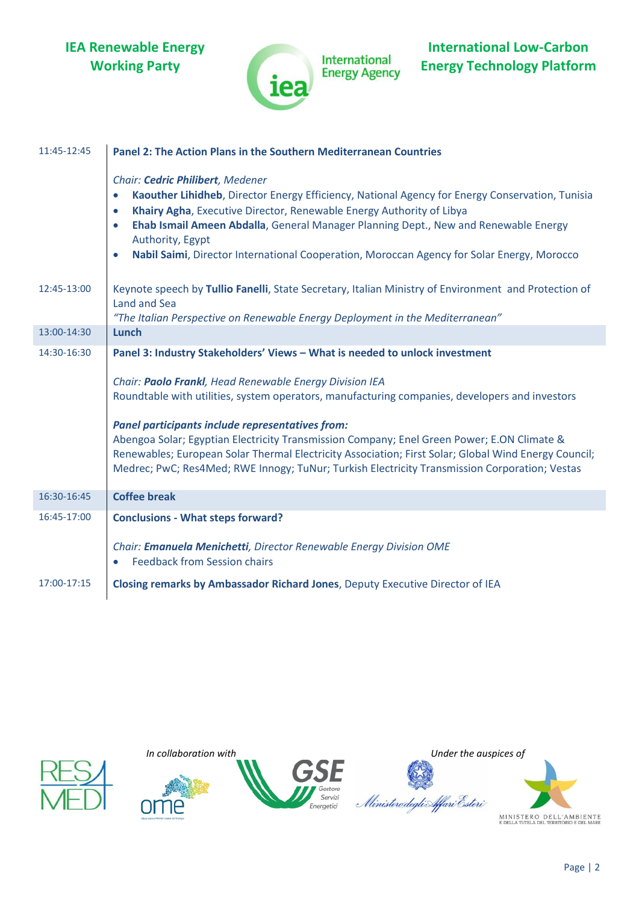**IEA Renewable Energy Working Party**

International Energy Agency

**International Low-Carbon Energy Technology Platform**

| | |
|---|---|
| 11:45-12:45 | **Panel 2: The Action Plans in the Southern Mediterranean Countries**<br><br>*Chair: **Cedric Philibert**, Medener*<br>• **Kaouther Lihidheb**, Director Energy Efficiency, National Agency for Energy Conservation, Tunisia<br>• **Khairy Agha**, Executive Director, Renewable Energy Authority of Libya<br>• **Ehab Ismail Ameen Abdalla**, General Manager Planning Dept., New and Renewable Energy Authority, Egypt<br>• **Nabil Saimi**, Director International Cooperation, Moroccan Agency for Solar Energy, Morocco |
| 12:45-13:00 | Keynote speech by **Tullio Fanelli**, State Secretary, Italian Ministry of Environment and Protection of Land and Sea<br>*"The Italian Perspective on Renewable Energy Deployment in the Mediterranean"* |
| 13:00-14:30 | **Lunch** |
| 14:30-16:30 | **Panel 3: Industry Stakeholders' Views – What is needed to unlock investment**<br><br>*Chair: **Paolo Frankl**, Head Renewable Energy Division IEA*<br>Roundtable with utilities, system operators, manufacturing companies, developers and investors<br><br>***Panel participants include representatives from:***<br>Abengoa Solar; Egyptian Electricity Transmission Company; Enel Green Power; E.ON Climate & Renewables; European Solar Thermal Electricity Association; First Solar; Global Wind Energy Council; Medrec; PwC; Res4Med; RWE Innogy; TuNur; Turkish Electricity Transmission Corporation; Vestas |
| 16:30-16:45 | **Coffee break** |
| 16:45-17:00 | **Conclusions - What steps forward?**<br><br>*Chair: **Emanuela Menichetti**, Director Renewable Energy Division OME*<br>• Feedback from Session chairs |
| 17:00-17:15 | **Closing remarks by Ambassador Richard Jones**, Deputy Executive Director of IEA |

RES4MED

*In collaboration with*

ome

GSE Gestore Servizi Energetici

*Under the auspices of*

Ministero degli Affari Esteri

MINISTERO DELL'AMBIENTE E DELLA TUTELA DEL TERRITORIO E DEL MARE